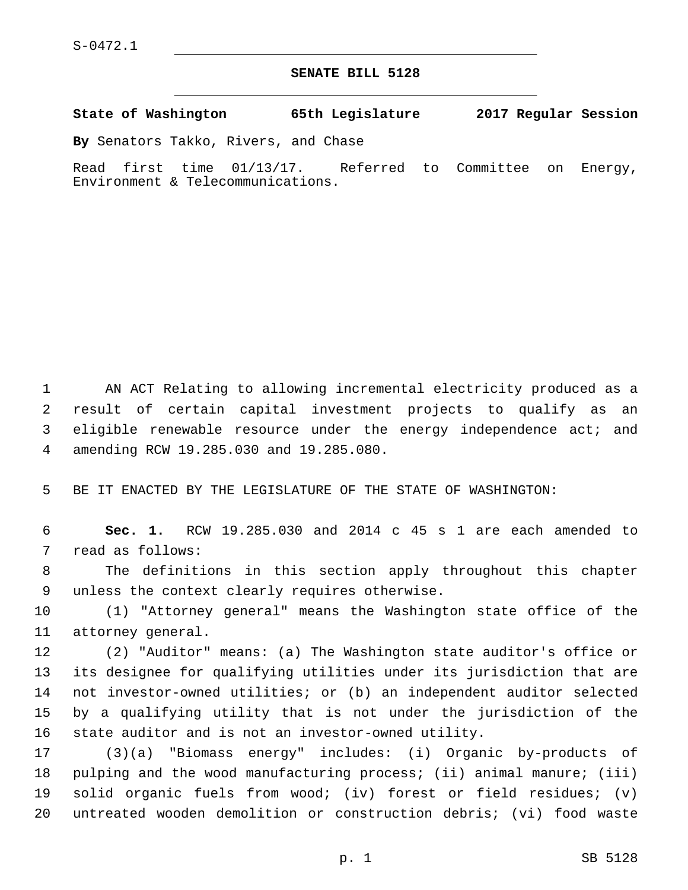S-0472.1

# SENATE BILL 5128

**State of Washington 65th Legislature 2017 Regular Session**

**By** Senators Takko, Rivers, and Chase

Read first time 01/13/17. Referred to Committee on Energy, Environment & Telecommunications.

AN ACT Relating to allowing incremental electricity produced as a result of certain capital investment projects to qualify as an eligible renewable resource under the energy independence act; and amending RCW 19.285.030 and 19.285.080.

BE IT ENACTED BY THE LEGISLATURE OF THE STATE OF WASHINGTON:

**Sec. 1.** RCW 19.285.030 and 2014 c 45 s 1 are each amended to read as follows:

The definitions in this section apply throughout this chapter unless the context clearly requires otherwise.

(1) "Attorney general" means the Washington state office of the attorney general.

(2) "Auditor" means: (a) The Washington state auditor's office or its designee for qualifying utilities under its jurisdiction that are not investor-owned utilities; or (b) an independent auditor selected by a qualifying utility that is not under the jurisdiction of the state auditor and is not an investor-owned utility.

(3)(a) "Biomass energy" includes: (i) Organic by-products of pulping and the wood manufacturing process; (ii) animal manure; (iii) solid organic fuels from wood; (iv) forest or field residues; (v) untreated wooden demolition or construction debris; (vi) food waste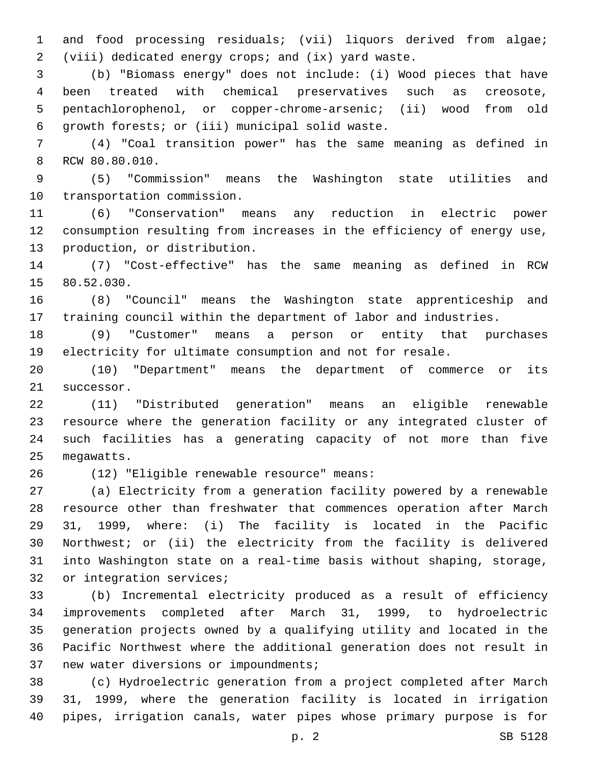and food processing residuals; (vii) liquors derived from algae; (viii) dedicated energy crops; and (ix) yard waste.

(b) "Biomass energy" does not include: (i) Wood pieces that have been treated with chemical preservatives such as creosote, pentachlorophenol, or copper-chrome-arsenic; (ii) wood from old growth forests; or (iii) municipal solid waste.

(4) "Coal transition power" has the same meaning as defined in RCW 80.80.010.

(5) "Commission" means the Washington state utilities and transportation commission.

(6) "Conservation" means any reduction in electric power consumption resulting from increases in the efficiency of energy use, production, or distribution.

(7) "Cost-effective" has the same meaning as defined in RCW 80.52.030.

(8) "Council" means the Washington state apprenticeship and training council within the department of labor and industries.

(9) "Customer" means a person or entity that purchases electricity for ultimate consumption and not for resale.

(10) "Department" means the department of commerce or its successor.

(11) "Distributed generation" means an eligible renewable resource where the generation facility or any integrated cluster of such facilities has a generating capacity of not more than five megawatts.

(12) "Eligible renewable resource" means:

(a) Electricity from a generation facility powered by a renewable resource other than freshwater that commences operation after March 31, 1999, where: (i) The facility is located in the Pacific Northwest; or (ii) the electricity from the facility is delivered into Washington state on a real-time basis without shaping, storage, or integration services;

(b) Incremental electricity produced as a result of efficiency improvements completed after March 31, 1999, to hydroelectric generation projects owned by a qualifying utility and located in the Pacific Northwest where the additional generation does not result in new water diversions or impoundments;

(c) Hydroelectric generation from a project completed after March 31, 1999, where the generation facility is located in irrigation pipes, irrigation canals, water pipes whose primary purpose is for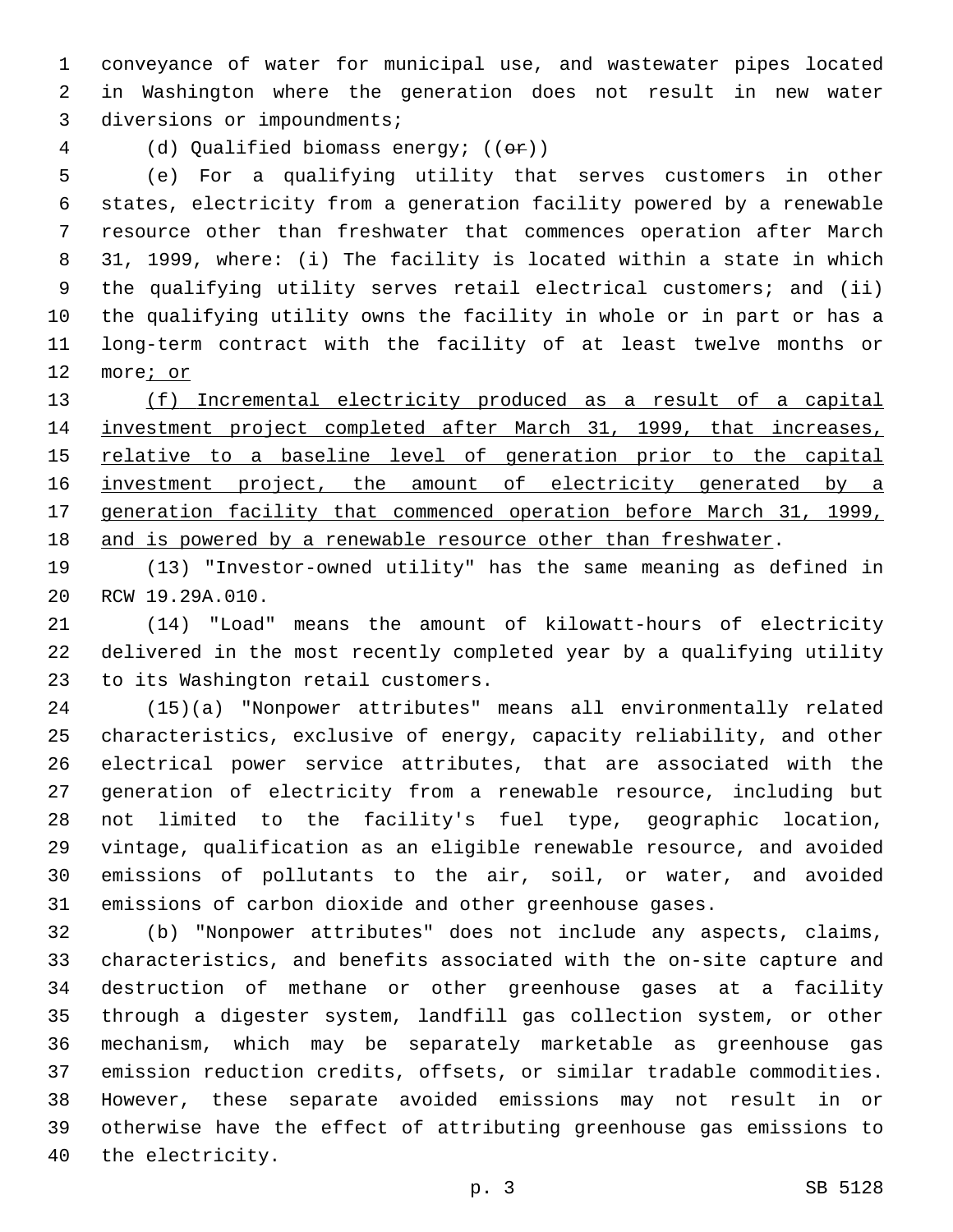conveyance of water for municipal use, and wastewater pipes located in Washington where the generation does not result in new water diversions or impoundments;

(d) Qualified biomass energy; ((~~or~~))

(e) For a qualifying utility that serves customers in other states, electricity from a generation facility powered by a renewable resource other than freshwater that commences operation after March 31, 1999, where: (i) The facility is located within a state in which the qualifying utility serves retail electrical customers; and (ii) the qualifying utility owns the facility in whole or in part or has a long-term contract with the facility of at least twelve months or more<u>; or</u>

<u>(f) Incremental electricity produced as a result of a capital investment project completed after March 31, 1999, that increases, relative to a baseline level of generation prior to the capital investment project, the amount of electricity generated by a generation facility that commenced operation before March 31, 1999, and is powered by a renewable resource other than freshwater</u>.

(13) "Investor-owned utility" has the same meaning as defined in RCW 19.29A.010.

(14) "Load" means the amount of kilowatt-hours of electricity delivered in the most recently completed year by a qualifying utility to its Washington retail customers.

(15)(a) "Nonpower attributes" means all environmentally related characteristics, exclusive of energy, capacity reliability, and other electrical power service attributes, that are associated with the generation of electricity from a renewable resource, including but not limited to the facility's fuel type, geographic location, vintage, qualification as an eligible renewable resource, and avoided emissions of pollutants to the air, soil, or water, and avoided emissions of carbon dioxide and other greenhouse gases.

(b) "Nonpower attributes" does not include any aspects, claims, characteristics, and benefits associated with the on-site capture and destruction of methane or other greenhouse gases at a facility through a digester system, landfill gas collection system, or other mechanism, which may be separately marketable as greenhouse gas emission reduction credits, offsets, or similar tradable commodities. However, these separate avoided emissions may not result in or otherwise have the effect of attributing greenhouse gas emissions to the electricity.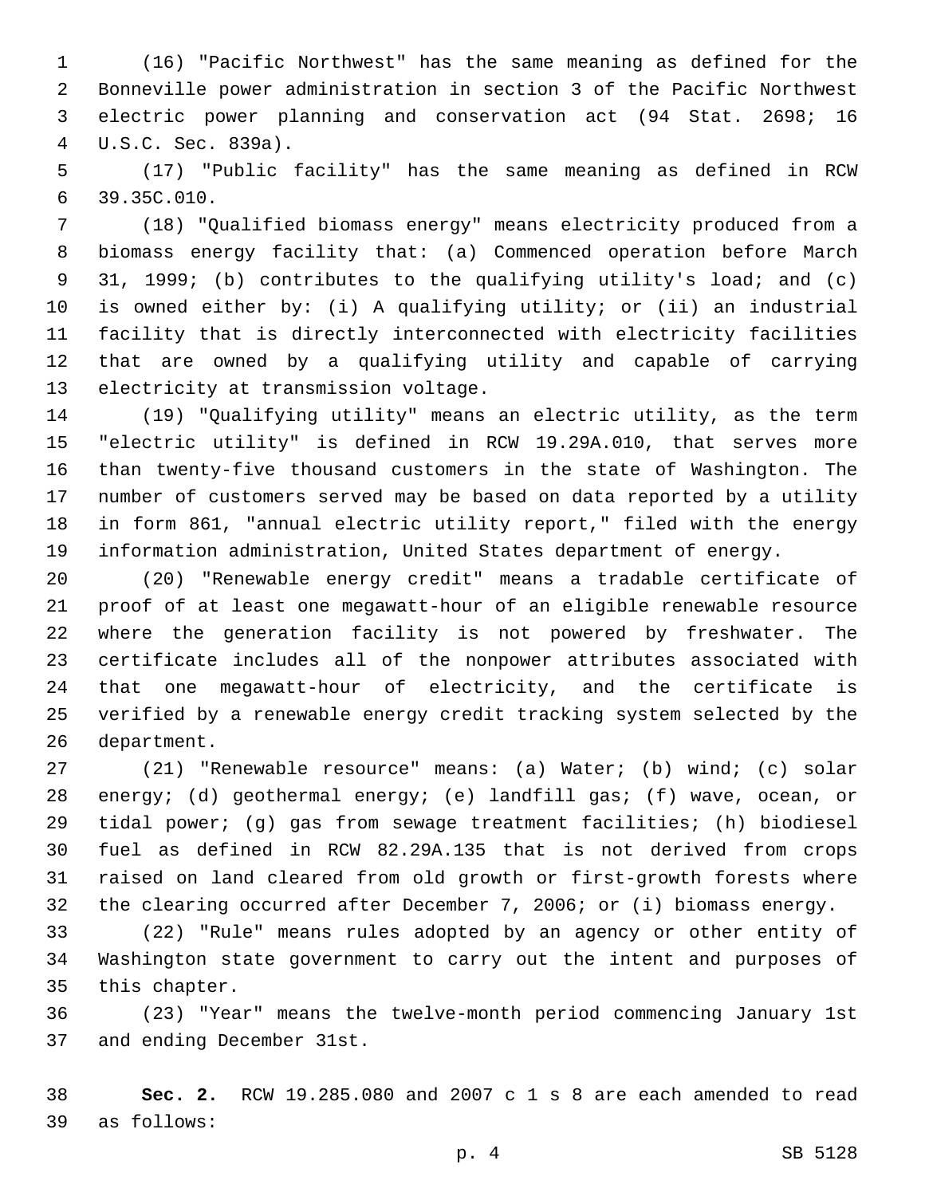(16) "Pacific Northwest" has the same meaning as defined for the Bonneville power administration in section 3 of the Pacific Northwest electric power planning and conservation act (94 Stat. 2698; 16 U.S.C. Sec. 839a).

(17) "Public facility" has the same meaning as defined in RCW 39.35C.010.

(18) "Qualified biomass energy" means electricity produced from a biomass energy facility that: (a) Commenced operation before March 31, 1999; (b) contributes to the qualifying utility's load; and (c) is owned either by: (i) A qualifying utility; or (ii) an industrial facility that is directly interconnected with electricity facilities that are owned by a qualifying utility and capable of carrying electricity at transmission voltage.

(19) "Qualifying utility" means an electric utility, as the term "electric utility" is defined in RCW 19.29A.010, that serves more than twenty-five thousand customers in the state of Washington. The number of customers served may be based on data reported by a utility in form 861, "annual electric utility report," filed with the energy information administration, United States department of energy.

(20) "Renewable energy credit" means a tradable certificate of proof of at least one megawatt-hour of an eligible renewable resource where the generation facility is not powered by freshwater. The certificate includes all of the nonpower attributes associated with that one megawatt-hour of electricity, and the certificate is verified by a renewable energy credit tracking system selected by the department.

(21) "Renewable resource" means: (a) Water; (b) wind; (c) solar energy; (d) geothermal energy; (e) landfill gas; (f) wave, ocean, or tidal power; (g) gas from sewage treatment facilities; (h) biodiesel fuel as defined in RCW 82.29A.135 that is not derived from crops raised on land cleared from old growth or first-growth forests where the clearing occurred after December 7, 2006; or (i) biomass energy.

(22) "Rule" means rules adopted by an agency or other entity of Washington state government to carry out the intent and purposes of this chapter.

(23) "Year" means the twelve-month period commencing January 1st and ending December 31st.

**Sec. 2.** RCW 19.285.080 and 2007 c 1 s 8 are each amended to read as follows: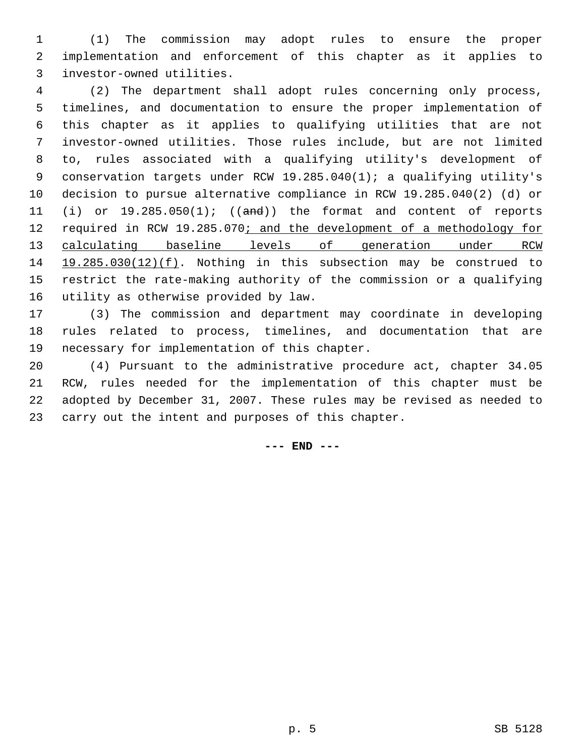(1) The commission may adopt rules to ensure the proper implementation and enforcement of this chapter as it applies to investor-owned utilities.

(2) The department shall adopt rules concerning only process, timelines, and documentation to ensure the proper implementation of this chapter as it applies to qualifying utilities that are not investor-owned utilities. Those rules include, but are not limited to, rules associated with a qualifying utility's development of conservation targets under RCW 19.285.040(1); a qualifying utility's decision to pursue alternative compliance in RCW 19.285.040(2) (d) or (i) or 19.285.050(1); ((~~and~~)) the format and content of reports required in RCW 19.285.070<u>; and the development of a methodology for calculating baseline levels of generation under RCW 19.285.030(12)(f)</u>. Nothing in this subsection may be construed to restrict the rate-making authority of the commission or a qualifying utility as otherwise provided by law.

(3) The commission and department may coordinate in developing rules related to process, timelines, and documentation that are necessary for implementation of this chapter.

(4) Pursuant to the administrative procedure act, chapter 34.05 RCW, rules needed for the implementation of this chapter must be adopted by December 31, 2007. These rules may be revised as needed to carry out the intent and purposes of this chapter.

**--- END ---**